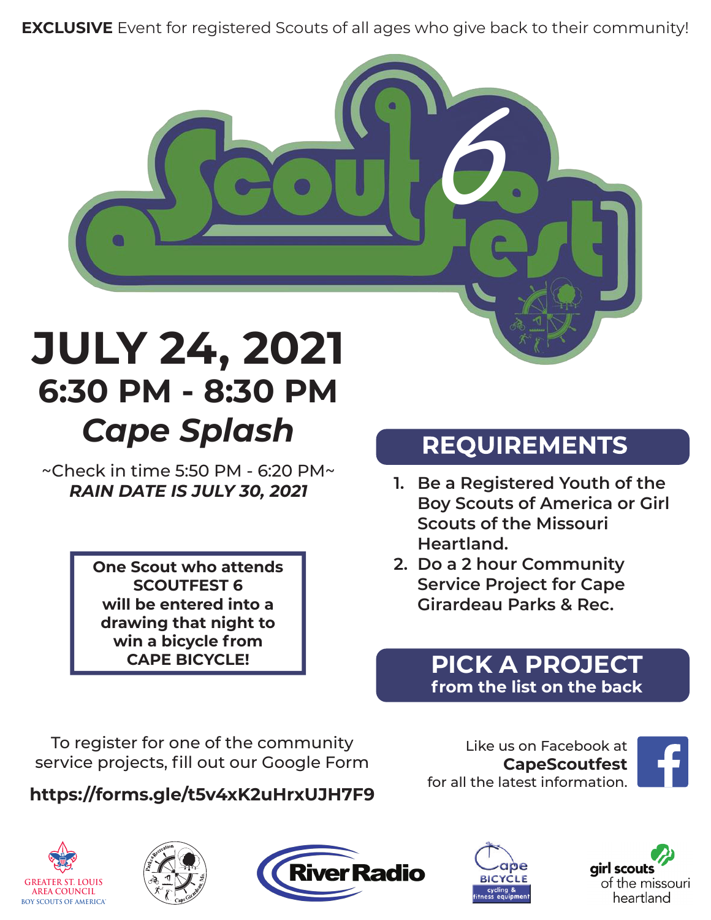**EXCLUSIVE** Event for registered Scouts of all ages who give back to their community!

# Scout Fest 6

# JULY 24, 2021

## 6:30 PM - 8:30 PM

## *Cape Splash*

~Check in time 5:50 PM - 6:20 PM~

***RAIN DATE IS JULY 30, 2021***

**One Scout who attends SCOUTFEST 6 will be entered into a drawing that night to win a bicycle from CAPE BICYCLE!**

## REQUIREMENTS

1. Be a Registered Youth of the Boy Scouts of America or Girl Scouts of the Missouri Heartland.
2. Do a 2 hour Community Service Project for Cape Girardeau Parks & Rec.

## PICK A PROJECT

**from the list on the back**

To register for one of the community service projects, fill out our Google Form

**https://forms.gle/t5v4xK2uHrxUJH7F9**

Like us on Facebook at **CapeScoutfest** for all the latest information.

GREATER ST. LOUIS AREA COUNCIL BOY SCOUTS OF AMERICA

Parks & Recreation Cape Girardeau, Mo.

River Radio

Cape BICYCLE cycling & fitness equipment

girl scouts of the missouri heartland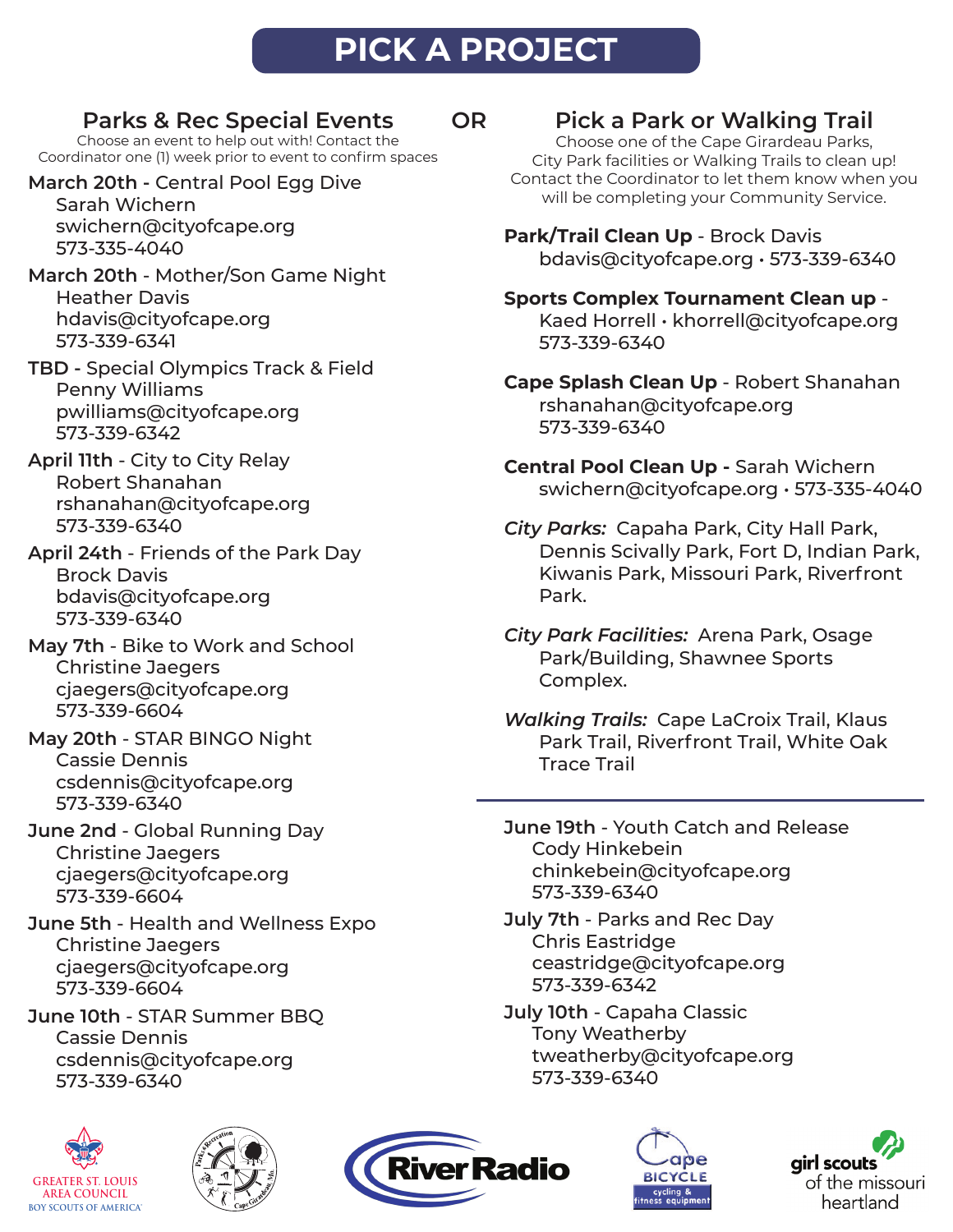# PICK A PROJECT

## Parks & Rec Special Events

Choose an event to help out with! Contact the Coordinator one (1) week prior to event to confirm spaces

**March 20th -** Central Pool Egg Dive
Sarah Wichern
swichern@cityofcape.org
573-335-4040

**March 20th** - Mother/Son Game Night
Heather Davis
hdavis@cityofcape.org
573-339-6341

**TBD -** Special Olympics Track & Field
Penny Williams
pwilliams@cityofcape.org
573-339-6342

**April 11th** - City to City Relay
Robert Shanahan
rshanahan@cityofcape.org
573-339-6340

**April 24th** - Friends of the Park Day
Brock Davis
bdavis@cityofcape.org
573-339-6340

**May 7th** - Bike to Work and School
Christine Jaegers
cjaegers@cityofcape.org
573-339-6604

**May 20th** - STAR BINGO Night
Cassie Dennis
csdennis@cityofcape.org
573-339-6340

**June 2nd** - Global Running Day
Christine Jaegers
cjaegers@cityofcape.org
573-339-6604

**June 5th** - Health and Wellness Expo
Christine Jaegers
cjaegers@cityofcape.org
573-339-6604

**June 10th** - STAR Summer BBQ
Cassie Dennis
csdennis@cityofcape.org
573-339-6340

**June 19th** - Youth Catch and Release
Cody Hinkebein
chinkebein@cityofcape.org
573-339-6340

**July 7th** - Parks and Rec Day
Chris Eastridge
ceastridge@cityofcape.org
573-339-6342

**July 10th** - Capaha Classic
Tony Weatherby
tweatherby@cityofcape.org
573-339-6340

OR

## Pick a Park or Walking Trail

Choose one of the Cape Girardeau Parks, City Park facilities or Walking Trails to clean up! Contact the Coordinator to let them know when you will be completing your Community Service.

**Park/Trail Clean Up** - Brock Davis
bdavis@cityofcape.org • 573-339-6340

**Sports Complex Tournament Clean up** -
Kaed Horrell • khorrell@cityofcape.org
573-339-6340

**Cape Splash Clean Up** - Robert Shanahan
rshanahan@cityofcape.org
573-339-6340

**Central Pool Clean Up -** Sarah Wichern
swichern@cityofcape.org • 573-335-4040

***City Parks:*** Capaha Park, City Hall Park, Dennis Scivally Park, Fort D, Indian Park, Kiwanis Park, Missouri Park, Riverfront Park.

***City Park Facilities:*** Arena Park, Osage Park/Building, Shawnee Sports Complex.

***Walking Trails:*** Cape LaCroix Trail, Klaus Park Trail, Riverfront Trail, White Oak Trace Trail

GREATER ST. LOUIS AREA COUNCIL
BOY SCOUTS OF AMERICA

Parks & Recreation Cape Girardeau, Mo.

River Radio

Cape BICYCLE cycling & fitness equipment

girl scouts of the missouri heartland